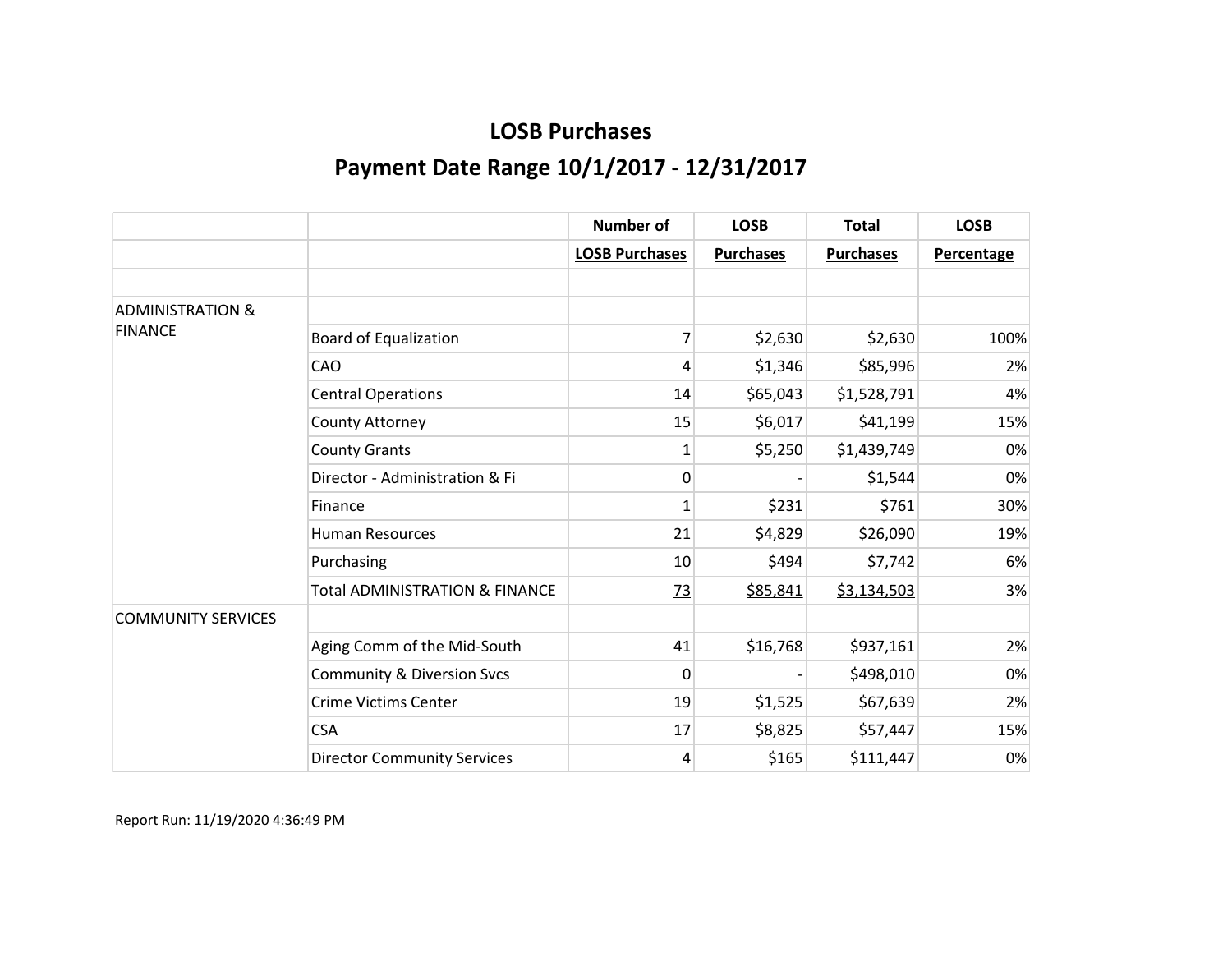# LOSB Purchases

## Payment Date Range 10/1/2017 - 12/31/2017

| | | Number of | LOSB | Total | LOSB |
|---|---|---|---|---|---|
| | | LOSB Purchases | Purchases | Purchases | Percentage |
| | | | | | |
| ADMINISTRATION & FINANCE | | | | | |
| | Board of Equalization | 7 | $2,630 | $2,630 | 100% |
| | CAO | 4 | $1,346 | $85,996 | 2% |
| | Central Operations | 14 | $65,043 | $1,528,791 | 4% |
| | County Attorney | 15 | $6,017 | $41,199 | 15% |
| | County Grants | 1 | $5,250 | $1,439,749 | 0% |
| | Director - Administration & Fi | 0 | - | $1,544 | 0% |
| | Finance | 1 | $231 | $761 | 30% |
| | Human Resources | 21 | $4,829 | $26,090 | 19% |
| | Purchasing | 10 | $494 | $7,742 | 6% |
| | Total ADMINISTRATION & FINANCE | 73 | $85,841 | $3,134,503 | 3% |
| COMMUNITY SERVICES | | | | | |
| | Aging Comm of the Mid-South | 41 | $16,768 | $937,161 | 2% |
| | Community & Diversion Svcs | 0 | - | $498,010 | 0% |
| | Crime Victims Center | 19 | $1,525 | $67,639 | 2% |
| | CSA | 17 | $8,825 | $57,447 | 15% |
| | Director Community Services | 4 | $165 | $111,447 | 0% |

Report Run: 11/19/2020 4:36:49 PM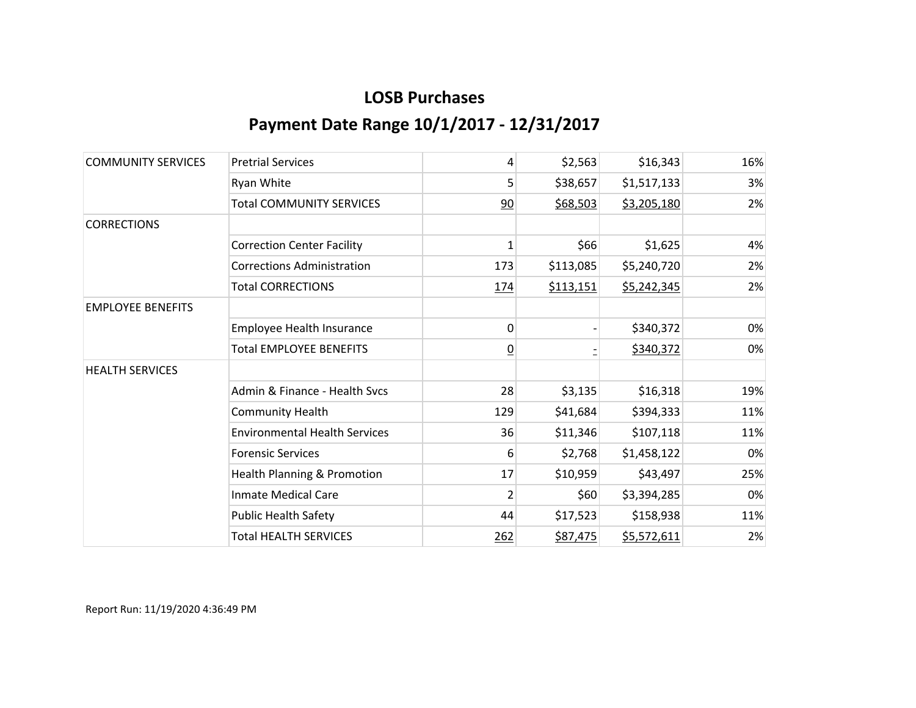# LOSB Purchases

## Payment Date Range 10/1/2017 - 12/31/2017

| | | | | | |
|---|---|---|---|---|---|
| COMMUNITY SERVICES | Pretrial Services | 4 | $2,563 | $16,343 | 16% |
| | Ryan White | 5 | $38,657 | $1,517,133 | 3% |
| | Total COMMUNITY SERVICES | 90 | $68,503 | $3,205,180 | 2% |
| CORRECTIONS | | | | | |
| | Correction Center Facility | 1 | $66 | $1,625 | 4% |
| | Corrections Administration | 173 | $113,085 | $5,240,720 | 2% |
| | Total CORRECTIONS | 174 | $113,151 | $5,242,345 | 2% |
| EMPLOYEE BENEFITS | | | | | |
| | Employee Health Insurance | 0 | - | $340,372 | 0% |
| | Total EMPLOYEE BENEFITS | 0 | - | $340,372 | 0% |
| HEALTH SERVICES | | | | | |
| | Admin & Finance - Health Svcs | 28 | $3,135 | $16,318 | 19% |
| | Community Health | 129 | $41,684 | $394,333 | 11% |
| | Environmental Health Services | 36 | $11,346 | $107,118 | 11% |
| | Forensic Services | 6 | $2,768 | $1,458,122 | 0% |
| | Health Planning & Promotion | 17 | $10,959 | $43,497 | 25% |
| | Inmate Medical Care | 2 | $60 | $3,394,285 | 0% |
| | Public Health Safety | 44 | $17,523 | $158,938 | 11% |
| | Total HEALTH SERVICES | 262 | $87,475 | $5,572,611 | 2% |

Report Run: 11/19/2020 4:36:49 PM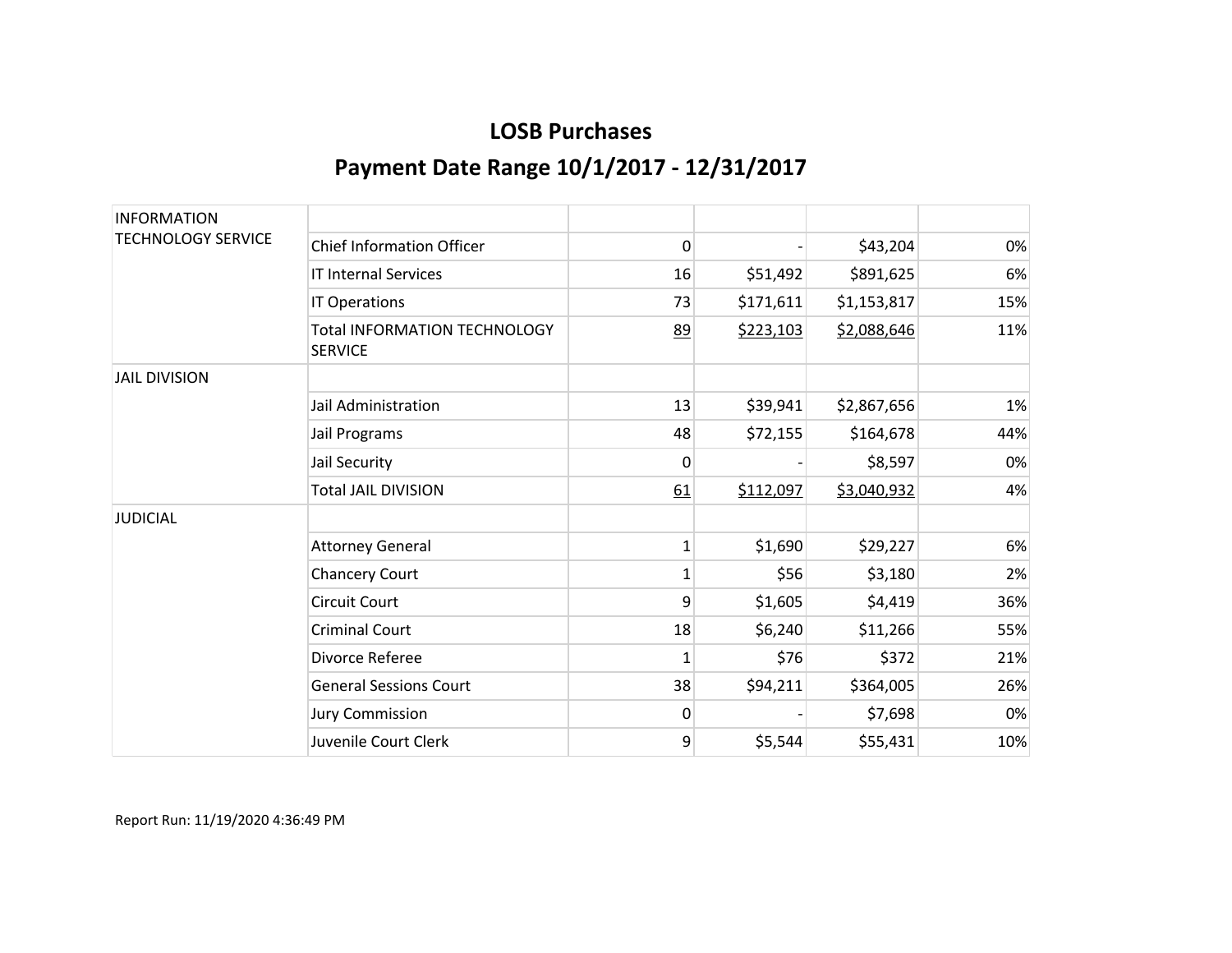## LOSB Purchases

## Payment Date Range 10/1/2017 - 12/31/2017

| | | | | | |
|---|---|---|---|---|---|
| INFORMATION TECHNOLOGY SERVICE | | | | | |
| | Chief Information Officer | 0 | - | $43,204 | 0% |
| | IT Internal Services | 16 | $51,492 | $891,625 | 6% |
| | IT Operations | 73 | $171,611 | $1,153,817 | 15% |
| | Total INFORMATION TECHNOLOGY SERVICE | 89 | $223,103 | $2,088,646 | 11% |
| JAIL DIVISION | | | | | |
| | Jail Administration | 13 | $39,941 | $2,867,656 | 1% |
| | Jail Programs | 48 | $72,155 | $164,678 | 44% |
| | Jail Security | 0 | - | $8,597 | 0% |
| | Total JAIL DIVISION | 61 | $112,097 | $3,040,932 | 4% |
| JUDICIAL | | | | | |
| | Attorney General | 1 | $1,690 | $29,227 | 6% |
| | Chancery Court | 1 | $56 | $3,180 | 2% |
| | Circuit Court | 9 | $1,605 | $4,419 | 36% |
| | Criminal Court | 18 | $6,240 | $11,266 | 55% |
| | Divorce Referee | 1 | $76 | $372 | 21% |
| | General Sessions Court | 38 | $94,211 | $364,005 | 26% |
| | Jury Commission | 0 | - | $7,698 | 0% |
| | Juvenile Court Clerk | 9 | $5,544 | $55,431 | 10% |

Report Run: 11/19/2020 4:36:49 PM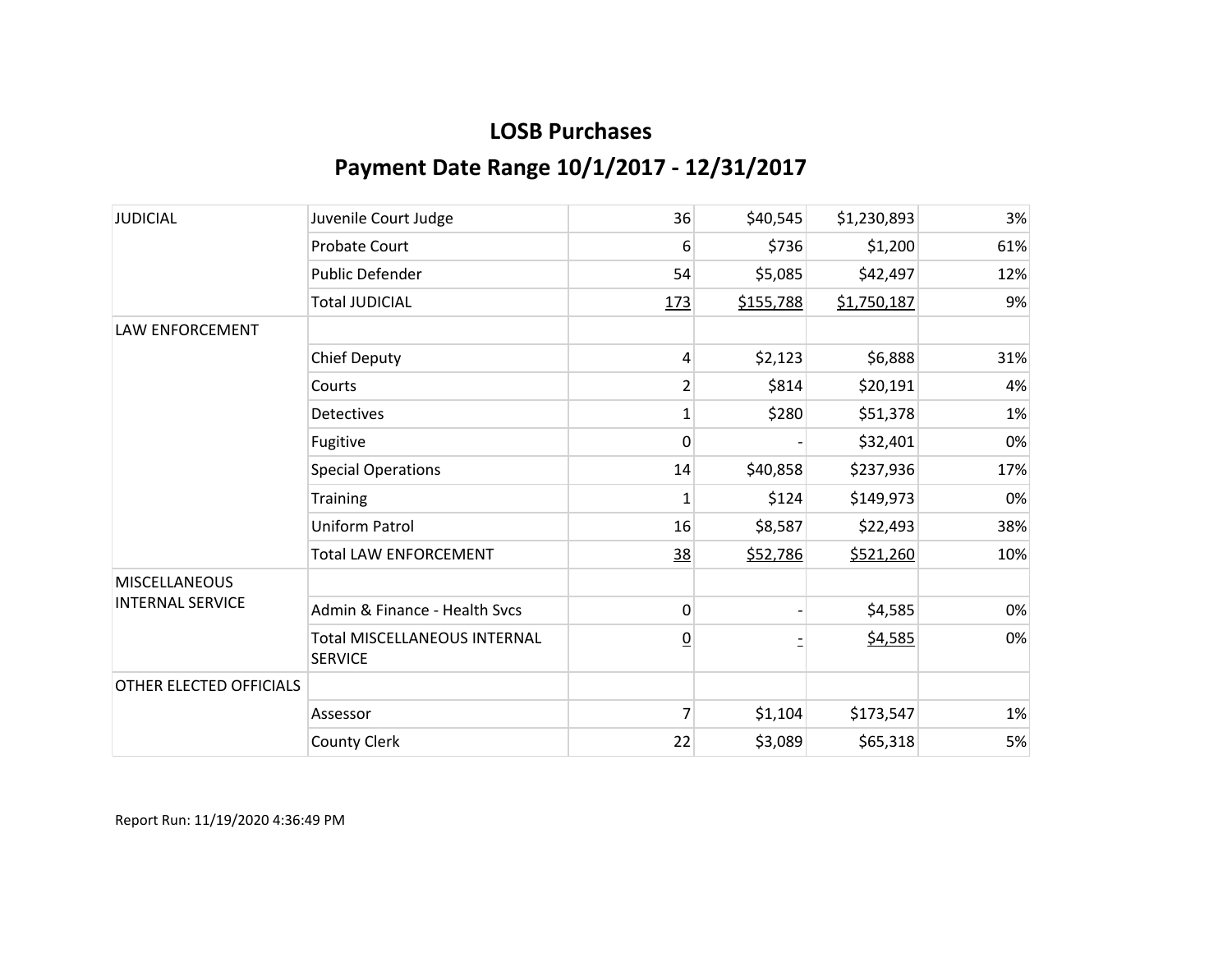# LOSB Purchases

## Payment Date Range 10/1/2017 - 12/31/2017

| | | | | | |
|---|---|---|---|---|---|
| JUDICIAL | Juvenile Court Judge | 36 | $40,545 | $1,230,893 | 3% |
| | Probate Court | 6 | $736 | $1,200 | 61% |
| | Public Defender | 54 | $5,085 | $42,497 | 12% |
| | Total JUDICIAL | 173 | $155,788 | $1,750,187 | 9% |
| LAW ENFORCEMENT | | | | | |
| | Chief Deputy | 4 | $2,123 | $6,888 | 31% |
| | Courts | 2 | $814 | $20,191 | 4% |
| | Detectives | 1 | $280 | $51,378 | 1% |
| | Fugitive | 0 | - | $32,401 | 0% |
| | Special Operations | 14 | $40,858 | $237,936 | 17% |
| | Training | 1 | $124 | $149,973 | 0% |
| | Uniform Patrol | 16 | $8,587 | $22,493 | 38% |
| | Total LAW ENFORCEMENT | 38 | $52,786 | $521,260 | 10% |
| MISCELLANEOUS INTERNAL SERVICE | | | | | |
| | Admin & Finance - Health Svcs | 0 | - | $4,585 | 0% |
| | Total MISCELLANEOUS INTERNAL SERVICE | 0 | - | $4,585 | 0% |
| OTHER ELECTED OFFICIALS | | | | | |
| | Assessor | 7 | $1,104 | $173,547 | 1% |
| | County Clerk | 22 | $3,089 | $65,318 | 5% |

Report Run: 11/19/2020 4:36:49 PM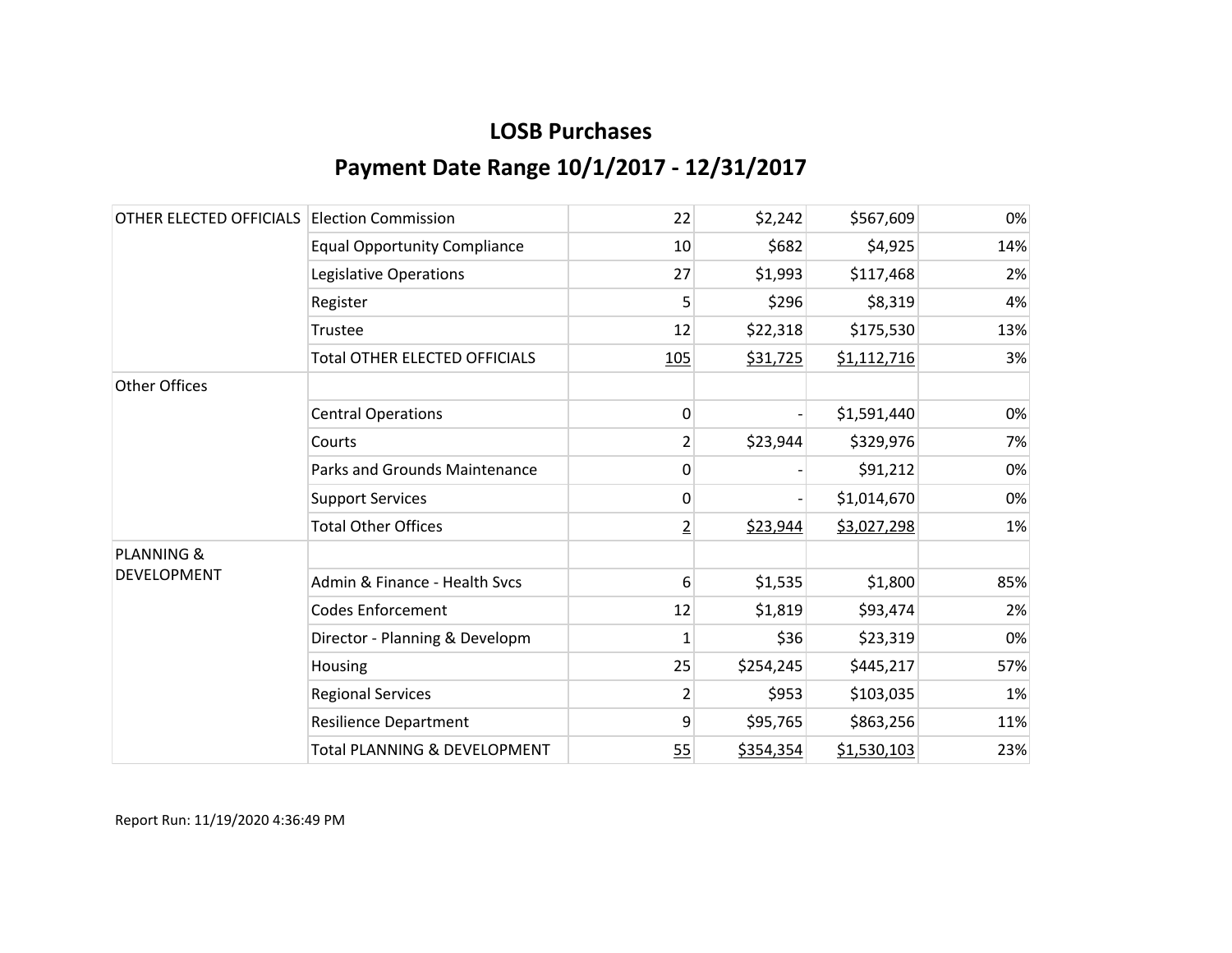# LOSB Purchases

## Payment Date Range 10/1/2017 - 12/31/2017

| | | | | | |
|---|---|---|---|---|---|
| OTHER ELECTED OFFICIALS | Election Commission | 22 | $2,242 | $567,609 | 0% |
| | Equal Opportunity Compliance | 10 | $682 | $4,925 | 14% |
| | Legislative Operations | 27 | $1,993 | $117,468 | 2% |
| | Register | 5 | $296 | $8,319 | 4% |
| | Trustee | 12 | $22,318 | $175,530 | 13% |
| | Total OTHER ELECTED OFFICIALS | 105 | $31,725 | $1,112,716 | 3% |
| Other Offices | | | | | |
| | Central Operations | 0 | - | $1,591,440 | 0% |
| | Courts | 2 | $23,944 | $329,976 | 7% |
| | Parks and Grounds Maintenance | 0 | - | $91,212 | 0% |
| | Support Services | 0 | - | $1,014,670 | 0% |
| | Total Other Offices | 2 | $23,944 | $3,027,298 | 1% |
| PLANNING & DEVELOPMENT | | | | | |
| | Admin & Finance - Health Svcs | 6 | $1,535 | $1,800 | 85% |
| | Codes Enforcement | 12 | $1,819 | $93,474 | 2% |
| | Director - Planning & Developm | 1 | $36 | $23,319 | 0% |
| | Housing | 25 | $254,245 | $445,217 | 57% |
| | Regional Services | 2 | $953 | $103,035 | 1% |
| | Resilience Department | 9 | $95,765 | $863,256 | 11% |
| | Total PLANNING & DEVELOPMENT | 55 | $354,354 | $1,530,103 | 23% |

Report Run: 11/19/2020 4:36:49 PM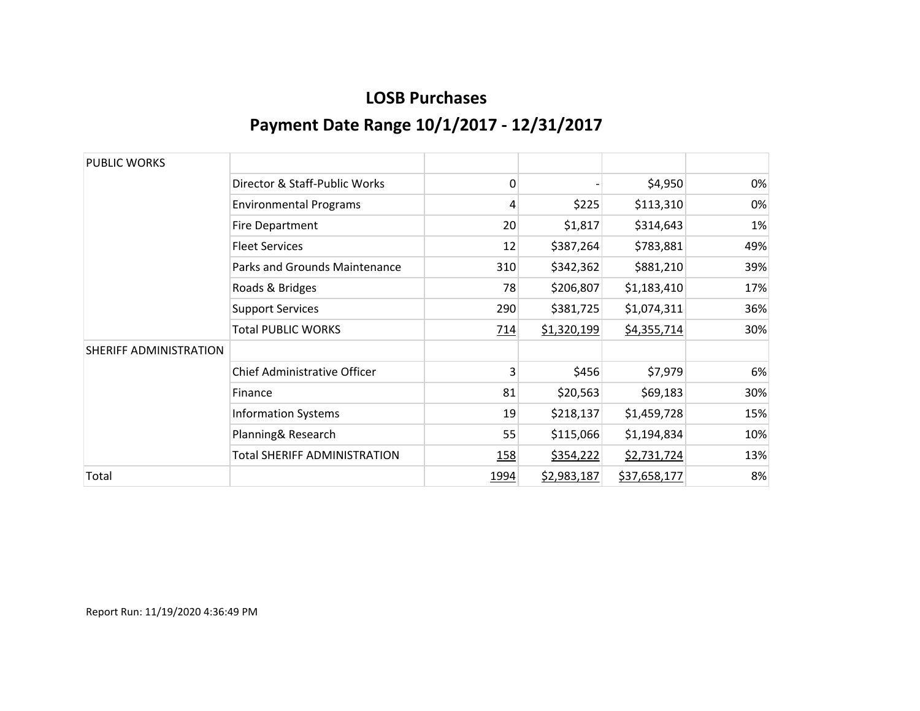# LOSB Purchases

## Payment Date Range 10/1/2017 - 12/31/2017

| | | | | | |
|---|---|---|---|---|---|
| PUBLIC WORKS | | | | | |
| | Director & Staff-Public Works | 0 | - | $4,950 | 0% |
| | Environmental Programs | 4 | $225 | $113,310 | 0% |
| | Fire Department | 20 | $1,817 | $314,643 | 1% |
| | Fleet Services | 12 | $387,264 | $783,881 | 49% |
| | Parks and Grounds Maintenance | 310 | $342,362 | $881,210 | 39% |
| | Roads & Bridges | 78 | $206,807 | $1,183,410 | 17% |
| | Support Services | 290 | $381,725 | $1,074,311 | 36% |
| | Total PUBLIC WORKS | 714 | $1,320,199 | $4,355,714 | 30% |
| SHERIFF ADMINISTRATION | | | | | |
| | Chief Administrative Officer | 3 | $456 | $7,979 | 6% |
| | Finance | 81 | $20,563 | $69,183 | 30% |
| | Information Systems | 19 | $218,137 | $1,459,728 | 15% |
| | Planning& Research | 55 | $115,066 | $1,194,834 | 10% |
| | Total SHERIFF ADMINISTRATION | 158 | $354,222 | $2,731,724 | 13% |
| Total | | 1994 | $2,983,187 | $37,658,177 | 8% |

Report Run: 11/19/2020 4:36:49 PM